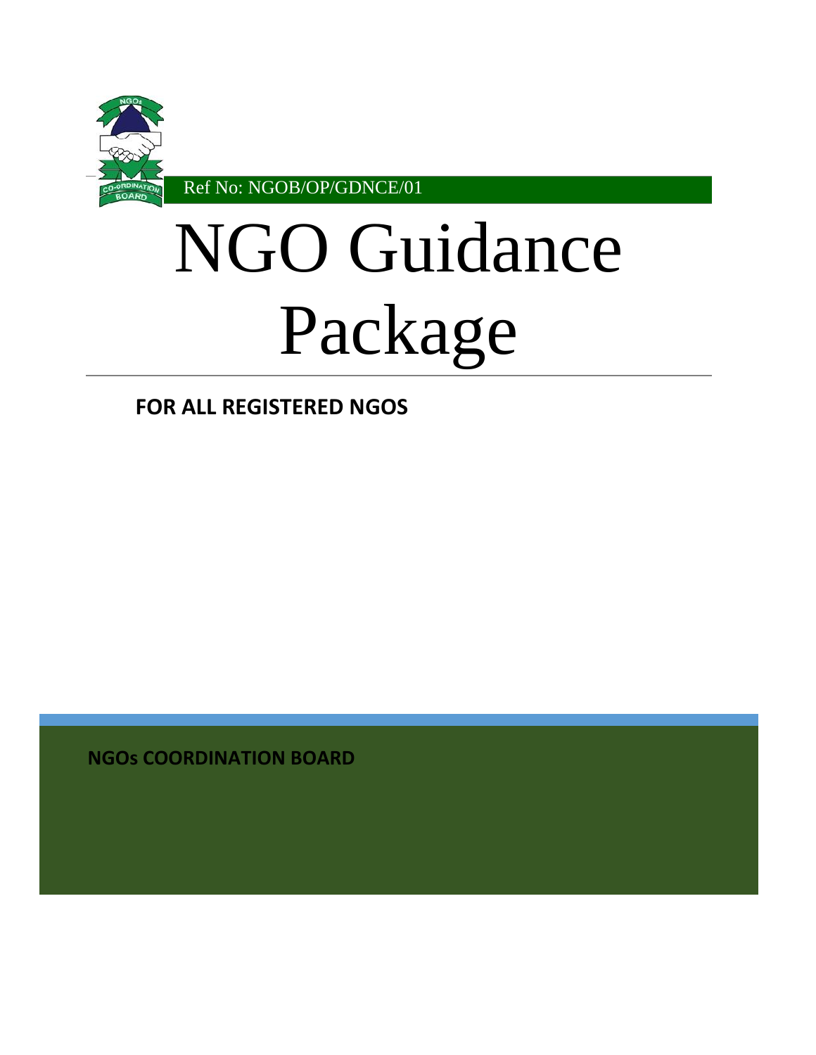Ref No: NGOB/OP/GDNCE/01

# NGO Guidance Package

**FOR ALL REGISTERED NGOS**

**NGOs COORDINATION BOARD**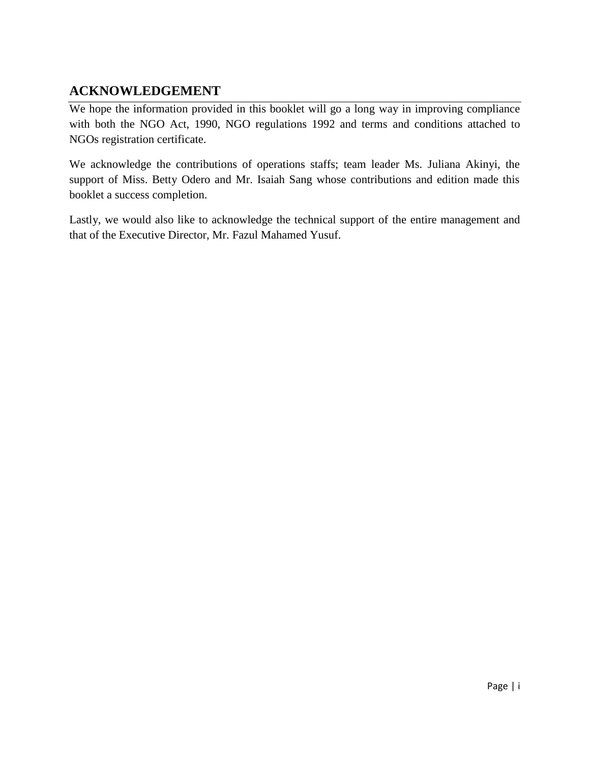## ACKNOWLEDGEMENT

We hope the information provided in this booklet will go a long way in improving compliance with both the NGO Act, 1990, NGO regulations 1992 and terms and conditions attached to NGOs registration certificate.

We acknowledge the contributions of operations staffs; team leader Ms. Juliana Akinyi, the support of Miss. Betty Odero and Mr. Isaiah Sang whose contributions and edition made this booklet a success completion.

Lastly, we would also like to acknowledge the technical support of the entire management and that of the Executive Director, Mr. Fazul Mahamed Yusuf.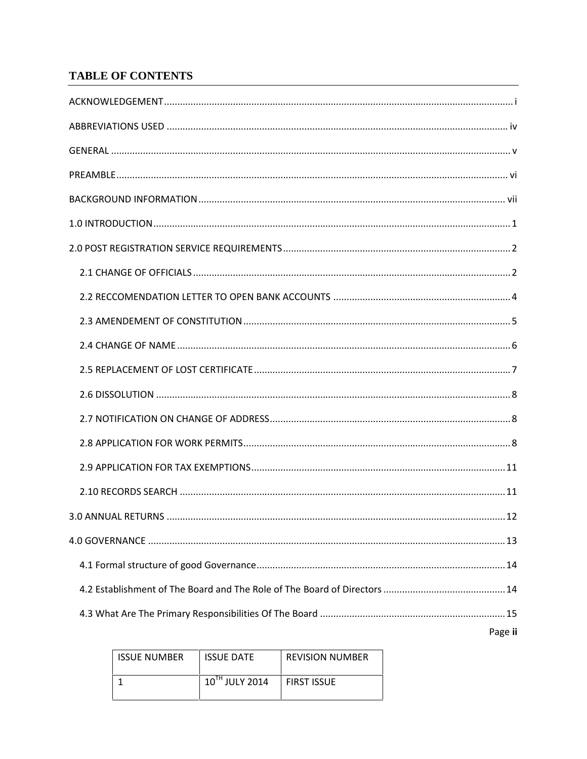# TABLE OF CONTENTS

ACKNOWLEDGEMENT ..... i

ABBREVIATIONS USED ..... iv

GENERAL ..... v

PREAMBLE ..... vi

BACKGROUND INFORMATION ..... vii

1.0 INTRODUCTION ..... 1

2.0 POST REGISTRATION SERVICE REQUIREMENTS ..... 2

- 2.1 CHANGE OF OFFICIALS ..... 2
- 2.2 RECCOMENDATION LETTER TO OPEN BANK ACCOUNTS ..... 4
- 2.3 AMENDEMENT OF CONSTITUTION ..... 5
- 2.4 CHANGE OF NAME ..... 6
- 2.5 REPLACEMENT OF LOST CERTIFICATE ..... 7
- 2.6 DISSOLUTION ..... 8
- 2.7 NOTIFICATION ON CHANGE OF ADDRESS ..... 8
- 2.8 APPLICATION FOR WORK PERMITS ..... 8
- 2.9 APPLICATION FOR TAX EXEMPTIONS ..... 11
- 2.10 RECORDS SEARCH ..... 11

3.0 ANNUAL RETURNS ..... 12

4.0 GOVERNANCE ..... 13

- 4.1 Formal structure of good Governance ..... 14
- 4.2 Establishment of The Board and The Role of The Board of Directors ..... 14
- 4.3 What Are The Primary Responsibilities Of The Board ..... 15

| ISSUE NUMBER | ISSUE DATE | REVISION NUMBER |
|---|---|---|
| 1 | 10TH JULY 2014 | FIRST ISSUE |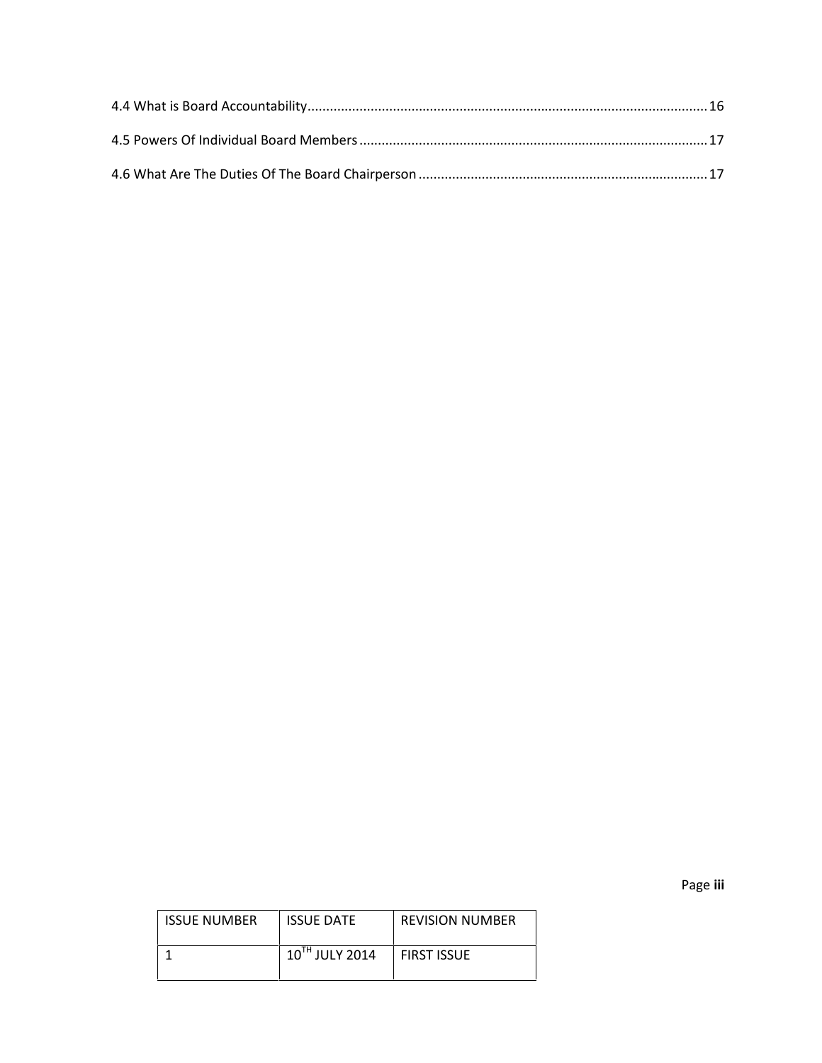4.4 What is Board Accountability ........................................................................................................ 16

4.5 Powers Of Individual Board Members .............................................................................................. 17

4.6 What Are The Duties Of The Board Chairperson .............................................................................. 17

| ISSUE NUMBER | ISSUE DATE | REVISION NUMBER |
|---|---|---|
| 1 | 10TH JULY 2014 | FIRST ISSUE |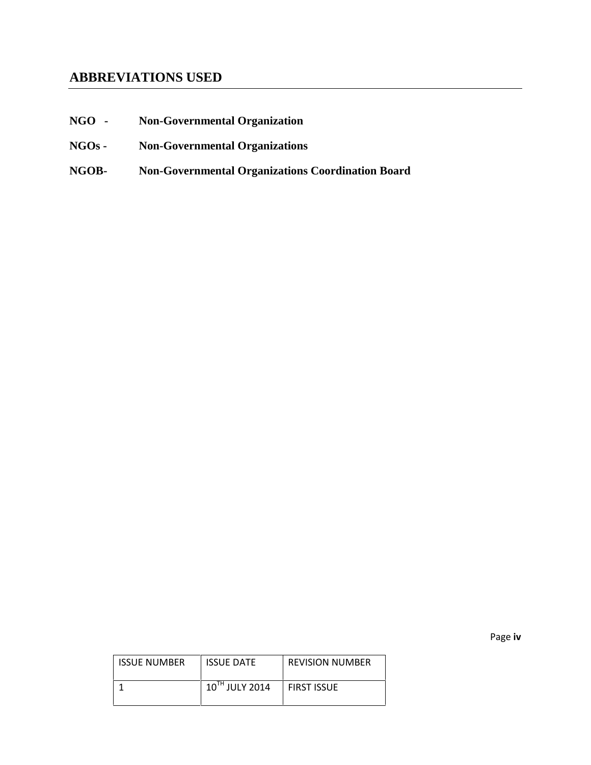## ABBREVIATIONS USED

**NGO -** **Non-Governmental Organization**

**NGOs -** **Non-Governmental Organizations**

**NGOB-** **Non-Governmental Organizations Coordination Board**

| ISSUE NUMBER | ISSUE DATE | REVISION NUMBER |
|---|---|---|
| 1 | 10TH JULY 2014 | FIRST ISSUE |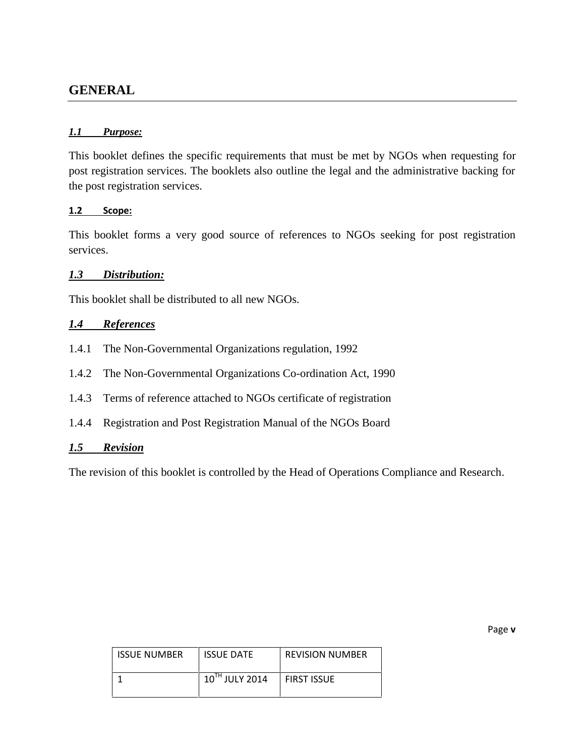## GENERAL

***1.1 Purpose:***

This booklet defines the specific requirements that must be met by NGOs when requesting for post registration services. The booklets also outline the legal and the administrative backing for the post registration services.

**1.2 Scope:**

This booklet forms a very good source of references to NGOs seeking for post registration services.

***1.3 Distribution:***

This booklet shall be distributed to all new NGOs.

***1.4 References***

1.4.1 The Non-Governmental Organizations regulation, 1992

1.4.2 The Non-Governmental Organizations Co-ordination Act, 1990

1.4.3 Terms of reference attached to NGOs certificate of registration

1.4.4 Registration and Post Registration Manual of the NGOs Board

***1.5 Revision***

The revision of this booklet is controlled by the Head of Operations Compliance and Research.

| ISSUE NUMBER | ISSUE DATE | REVISION NUMBER |
|---|---|---|
| 1 | 10TH JULY 2014 | FIRST ISSUE |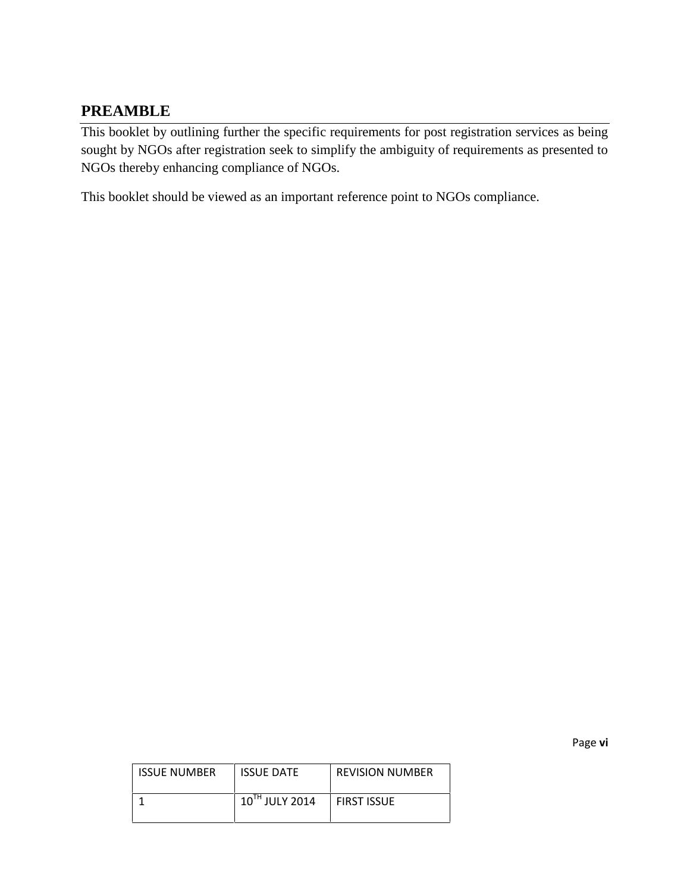## PREAMBLE

This booklet by outlining further the specific requirements for post registration services as being sought by NGOs after registration seek to simplify the ambiguity of requirements as presented to NGOs thereby enhancing compliance of NGOs.

This booklet should be viewed as an important reference point to NGOs compliance.

| ISSUE NUMBER | ISSUE DATE | REVISION NUMBER |
|---|---|---|
| 1 | 10TH JULY 2014 | FIRST ISSUE |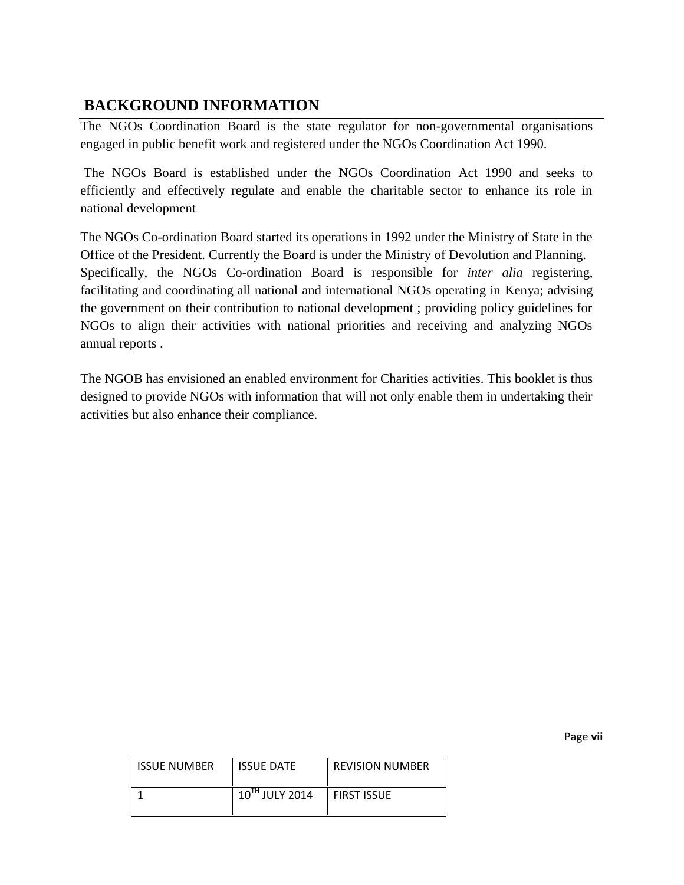## BACKGROUND INFORMATION

The NGOs Coordination Board is the state regulator for non-governmental organisations engaged in public benefit work and registered under the NGOs Coordination Act 1990.

The NGOs Board is established under the NGOs Coordination Act 1990 and seeks to efficiently and effectively regulate and enable the charitable sector to enhance its role in national development

The NGOs Co-ordination Board started its operations in 1992 under the Ministry of State in the Office of the President. Currently the Board is under the Ministry of Devolution and Planning. Specifically, the NGOs Co-ordination Board is responsible for *inter alia* registering, facilitating and coordinating all national and international NGOs operating in Kenya; advising the government on their contribution to national development ; providing policy guidelines for NGOs to align their activities with national priorities and receiving and analyzing NGOs annual reports .

The NGOB has envisioned an enabled environment for Charities activities. This booklet is thus designed to provide NGOs with information that will not only enable them in undertaking their activities but also enhance their compliance.

| ISSUE NUMBER | ISSUE DATE | REVISION NUMBER |
| --- | --- | --- |
| 1 | 10TH JULY 2014 | FIRST ISSUE |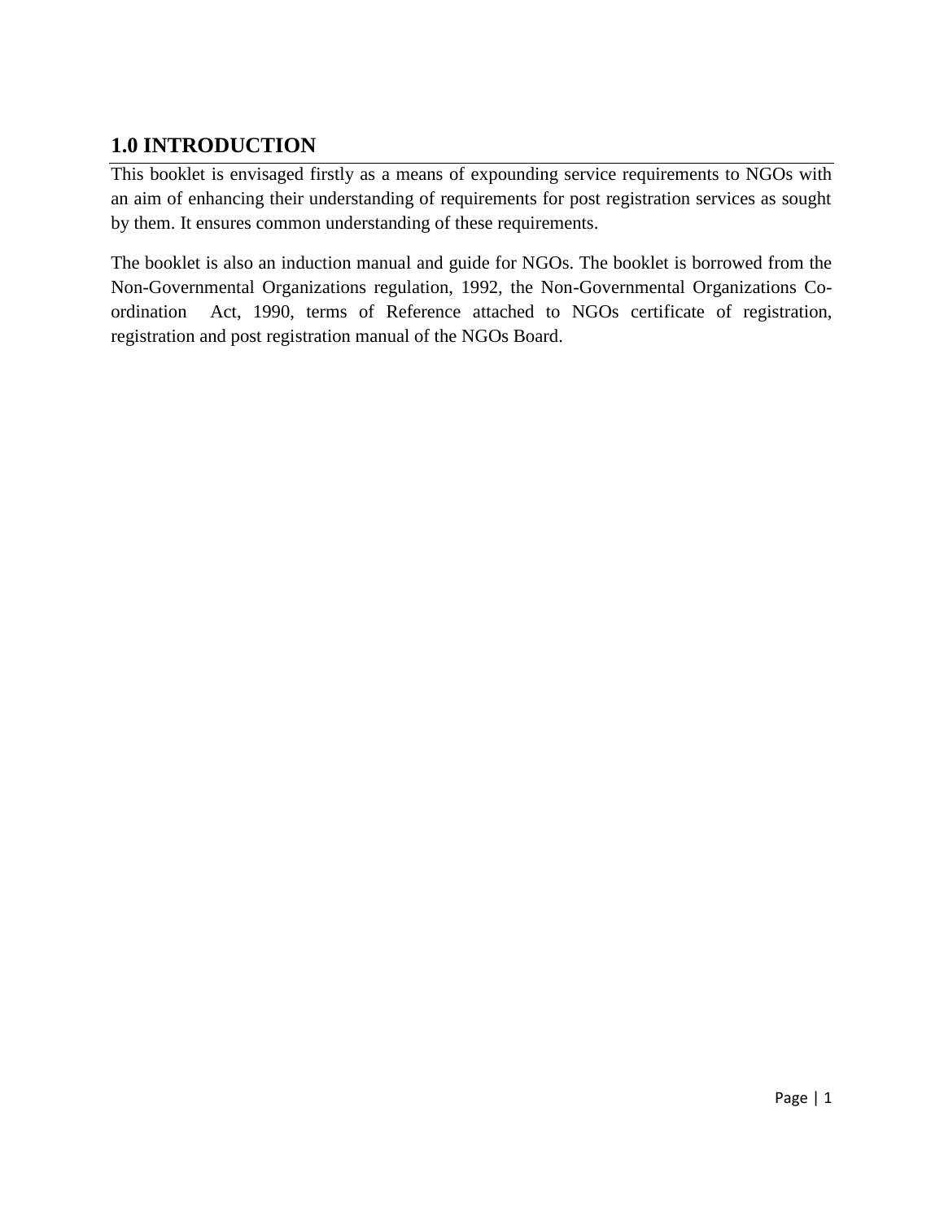## 1.0 INTRODUCTION

This booklet is envisaged firstly as a means of expounding service requirements to NGOs with an aim of enhancing their understanding of requirements for post registration services as sought by them. It ensures common understanding of these requirements.

The booklet is also an induction manual and guide for NGOs. The booklet is borrowed from the Non-Governmental Organizations regulation, 1992, the Non-Governmental Organizations Co-ordination Act, 1990, terms of Reference attached to NGOs certificate of registration, registration and post registration manual of the NGOs Board.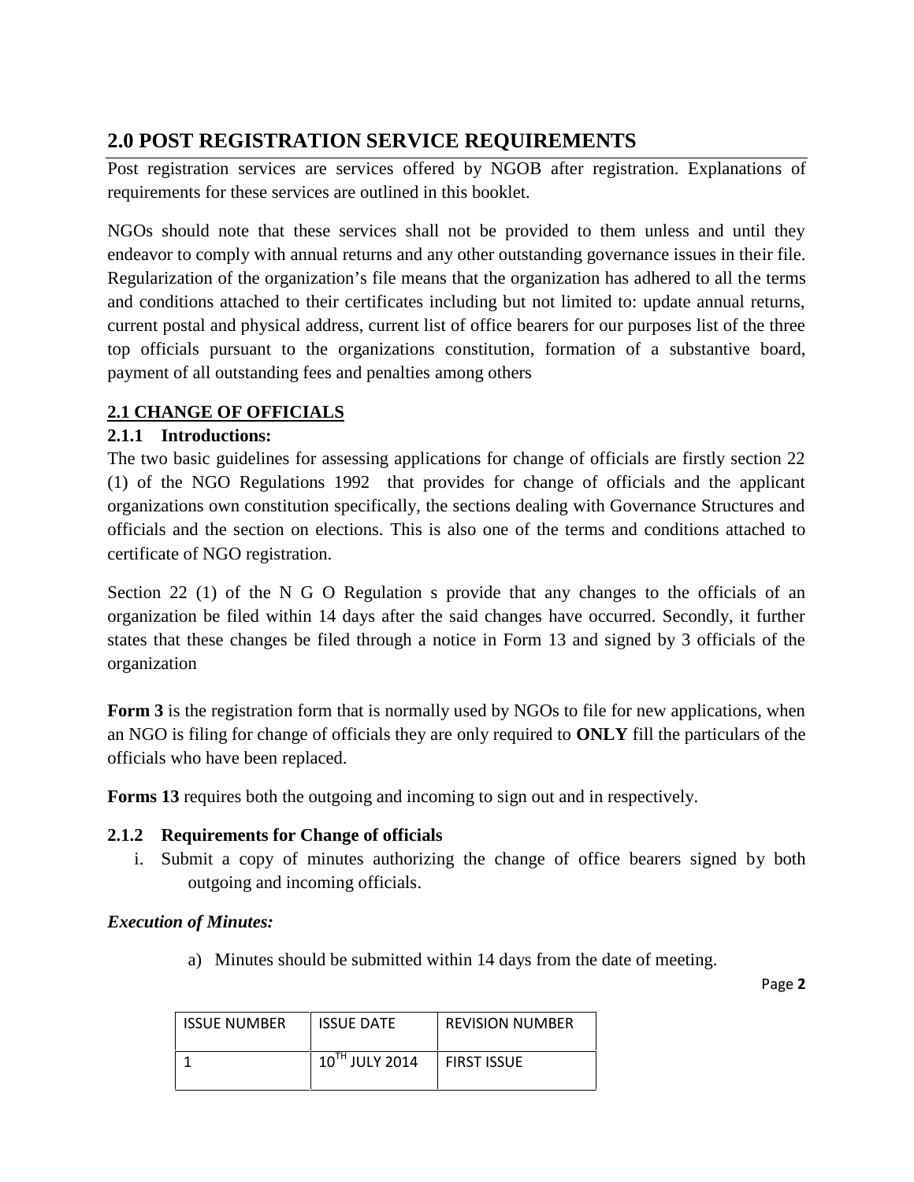## 2.0 POST REGISTRATION SERVICE REQUIREMENTS

Post registration services are services offered by NGOB after registration. Explanations of requirements for these services are outlined in this booklet.

NGOs should note that these services shall not be provided to them unless and until they endeavor to comply with annual returns and any other outstanding governance issues in their file. Regularization of the organization's file means that the organization has adhered to all the terms and conditions attached to their certificates including but not limited to: update annual returns, current postal and physical address, current list of office bearers for our purposes list of the three top officials pursuant to the organizations constitution, formation of a substantive board, payment of all outstanding fees and penalties among others

### 2.1 CHANGE OF OFFICIALS

#### 2.1.1 Introductions:

The two basic guidelines for assessing applications for change of officials are firstly section 22 (1) of the NGO Regulations 1992 that provides for change of officials and the applicant organizations own constitution specifically, the sections dealing with Governance Structures and officials and the section on elections. This is also one of the terms and conditions attached to certificate of NGO registration.

Section 22 (1) of the N G O Regulation s provide that any changes to the officials of an organization be filed within 14 days after the said changes have occurred. Secondly, it further states that these changes be filed through a notice in Form 13 and signed by 3 officials of the organization

**Form 3** is the registration form that is normally used by NGOs to file for new applications, when an NGO is filing for change of officials they are only required to **ONLY** fill the particulars of the officials who have been replaced.

**Forms 13** requires both the outgoing and incoming to sign out and in respectively.

#### 2.1.2 Requirements for Change of officials

i. Submit a copy of minutes authorizing the change of office bearers signed by both outgoing and incoming officials.

***Execution of Minutes:***

a) Minutes should be submitted within 14 days from the date of meeting.

| ISSUE NUMBER | ISSUE DATE | REVISION NUMBER |
| --- | --- | --- |
| 1 | 10TH JULY 2014 | FIRST ISSUE |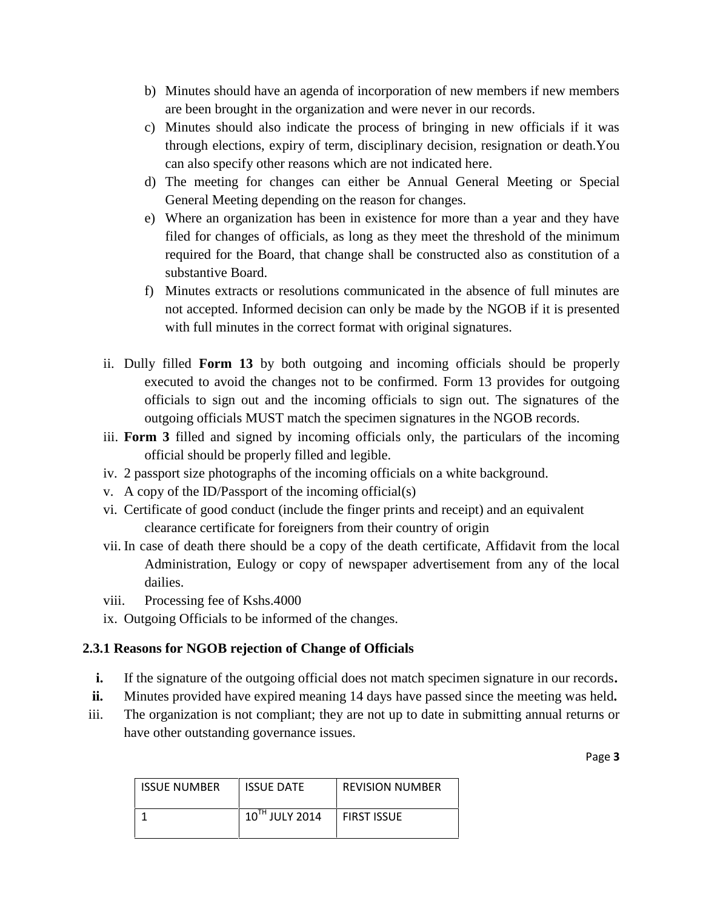b) Minutes should have an agenda of incorporation of new members if new members are been brought in the organization and were never in our records.
c) Minutes should also indicate the process of bringing in new officials if it was through elections, expiry of term, disciplinary decision, resignation or death.You can also specify other reasons which are not indicated here.
d) The meeting for changes can either be Annual General Meeting or Special General Meeting depending on the reason for changes.
e) Where an organization has been in existence for more than a year and they have filed for changes of officials, as long as they meet the threshold of the minimum required for the Board, that change shall be constructed also as constitution of a substantive Board.
f) Minutes extracts or resolutions communicated in the absence of full minutes are not accepted. Informed decision can only be made by the NGOB if it is presented with full minutes in the correct format with original signatures.

ii. Dully filled **Form 13** by both outgoing and incoming officials should be properly executed to avoid the changes not to be confirmed. Form 13 provides for outgoing officials to sign out and the incoming officials to sign out. The signatures of the outgoing officials MUST match the specimen signatures in the NGOB records.

iii. **Form 3** filled and signed by incoming officials only, the particulars of the incoming official should be properly filled and legible.

iv. 2 passport size photographs of the incoming officials on a white background.

v. A copy of the ID/Passport of the incoming official(s)

vi. Certificate of good conduct (include the finger prints and receipt) and an equivalent clearance certificate for foreigners from their country of origin

vii. In case of death there should be a copy of the death certificate, Affidavit from the local Administration, Eulogy or copy of newspaper advertisement from any of the local dailies.

viii. Processing fee of Kshs.4000

ix. Outgoing Officials to be informed of the changes.

### 2.3.1 Reasons for NGOB rejection of Change of Officials

**i.** If the signature of the outgoing official does not match specimen signature in our records.

**ii.** Minutes provided have expired meaning 14 days have passed since the meeting was held.

iii. The organization is not compliant; they are not up to date in submitting annual returns or have other outstanding governance issues.

| ISSUE NUMBER | ISSUE DATE | REVISION NUMBER |
|---|---|---|
| 1 | 10TH JULY 2014 | FIRST ISSUE |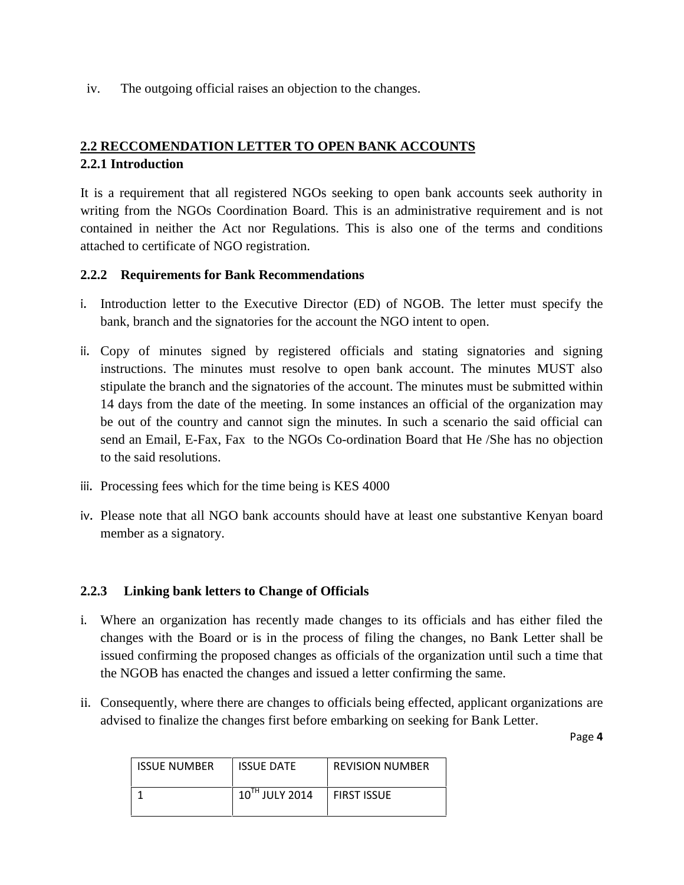iv. The outgoing official raises an objection to the changes.

## 2.2 RECCOMENDATION LETTER TO OPEN BANK ACCOUNTS

### 2.2.1 Introduction

It is a requirement that all registered NGOs seeking to open bank accounts seek authority in writing from the NGOs Coordination Board. This is an administrative requirement and is not contained in neither the Act nor Regulations. This is also one of the terms and conditions attached to certificate of NGO registration.

### 2.2.2 Requirements for Bank Recommendations

i. Introduction letter to the Executive Director (ED) of NGOB. The letter must specify the bank, branch and the signatories for the account the NGO intent to open.

ii. Copy of minutes signed by registered officials and stating signatories and signing instructions. The minutes must resolve to open bank account. The minutes MUST also stipulate the branch and the signatories of the account. The minutes must be submitted within 14 days from the date of the meeting. In some instances an official of the organization may be out of the country and cannot sign the minutes. In such a scenario the said official can send an Email, E-Fax, Fax to the NGOs Co-ordination Board that He /She has no objection to the said resolutions.

iii. Processing fees which for the time being is KES 4000

iv. Please note that all NGO bank accounts should have at least one substantive Kenyan board member as a signatory.

### 2.2.3 Linking bank letters to Change of Officials

i. Where an organization has recently made changes to its officials and has either filed the changes with the Board or is in the process of filing the changes, no Bank Letter shall be issued confirming the proposed changes as officials of the organization until such a time that the NGOB has enacted the changes and issued a letter confirming the same.

ii. Consequently, where there are changes to officials being effected, applicant organizations are advised to finalize the changes first before embarking on seeking for Bank Letter.

| ISSUE NUMBER | ISSUE DATE | REVISION NUMBER |
|---|---|---|
| 1 | 10TH JULY 2014 | FIRST ISSUE |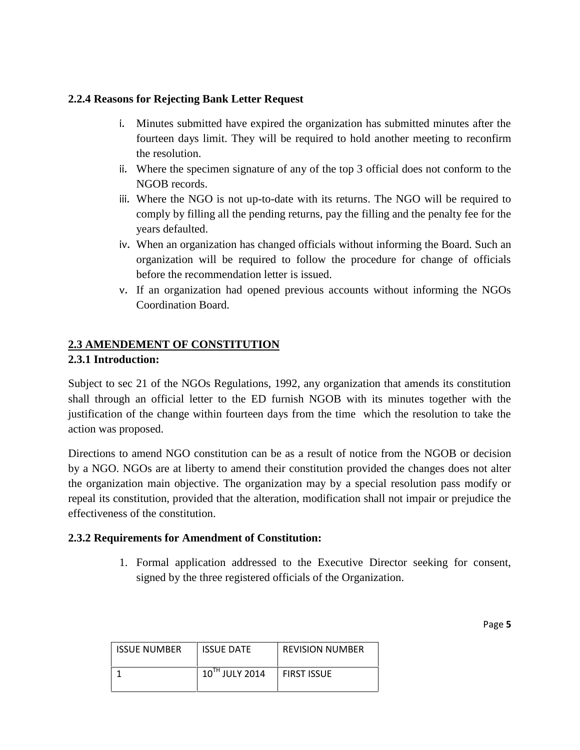### 2.2.4 Reasons for Rejecting Bank Letter Request

i. Minutes submitted have expired the organization has submitted minutes after the fourteen days limit. They will be required to hold another meeting to reconfirm the resolution.

ii. Where the specimen signature of any of the top 3 official does not conform to the NGOB records.

iii. Where the NGO is not up-to-date with its returns. The NGO will be required to comply by filling all the pending returns, pay the filling and the penalty fee for the years defaulted.

iv. When an organization has changed officials without informing the Board. Such an organization will be required to follow the procedure for change of officials before the recommendation letter is issued.

v. If an organization had opened previous accounts without informing the NGOs Coordination Board.

## 2.3 AMENDEMENT OF CONSTITUTION

### 2.3.1 Introduction:

Subject to sec 21 of the NGOs Regulations, 1992, any organization that amends its constitution shall through an official letter to the ED furnish NGOB with its minutes together with the justification of the change within fourteen days from the time which the resolution to take the action was proposed.

Directions to amend NGO constitution can be as a result of notice from the NGOB or decision by a NGO. NGOs are at liberty to amend their constitution provided the changes does not alter the organization main objective. The organization may by a special resolution pass modify or repeal its constitution, provided that the alteration, modification shall not impair or prejudice the effectiveness of the constitution.

### 2.3.2 Requirements for Amendment of Constitution:

1. Formal application addressed to the Executive Director seeking for consent, signed by the three registered officials of the Organization.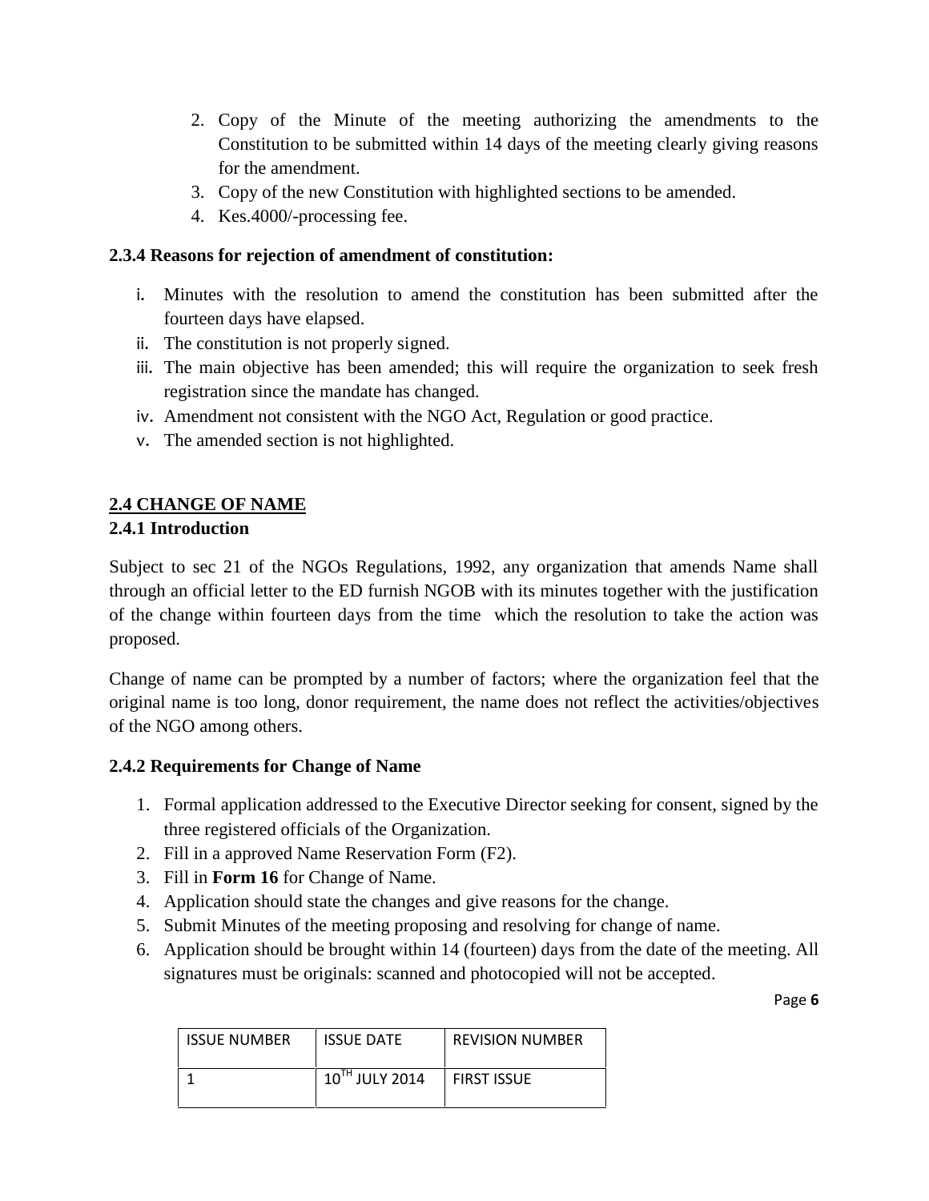2. Copy of the Minute of the meeting authorizing the amendments to the Constitution to be submitted within 14 days of the meeting clearly giving reasons for the amendment.
3. Copy of the new Constitution with highlighted sections to be amended.
4. Kes.4000/-processing fee.

### 2.3.4 Reasons for rejection of amendment of constitution:

i. Minutes with the resolution to amend the constitution has been submitted after the fourteen days have elapsed.
ii. The constitution is not properly signed.
iii. The main objective has been amended; this will require the organization to seek fresh registration since the mandate has changed.
iv. Amendment not consistent with the NGO Act, Regulation or good practice.
v. The amended section is not highlighted.

## 2.4 CHANGE OF NAME

### 2.4.1 Introduction

Subject to sec 21 of the NGOs Regulations, 1992, any organization that amends Name shall through an official letter to the ED furnish NGOB with its minutes together with the justification of the change within fourteen days from the time which the resolution to take the action was proposed.

Change of name can be prompted by a number of factors; where the organization feel that the original name is too long, donor requirement, the name does not reflect the activities/objectives of the NGO among others.

### 2.4.2 Requirements for Change of Name

1. Formal application addressed to the Executive Director seeking for consent, signed by the three registered officials of the Organization.
2. Fill in a approved Name Reservation Form (F2).
3. Fill in **Form 16** for Change of Name.
4. Application should state the changes and give reasons for the change.
5. Submit Minutes of the meeting proposing and resolving for change of name.
6. Application should be brought within 14 (fourteen) days from the date of the meeting. All signatures must be originals: scanned and photocopied will not be accepted.

| ISSUE NUMBER | ISSUE DATE | REVISION NUMBER |
|---|---|---|
| 1 | 10TH JULY 2014 | FIRST ISSUE |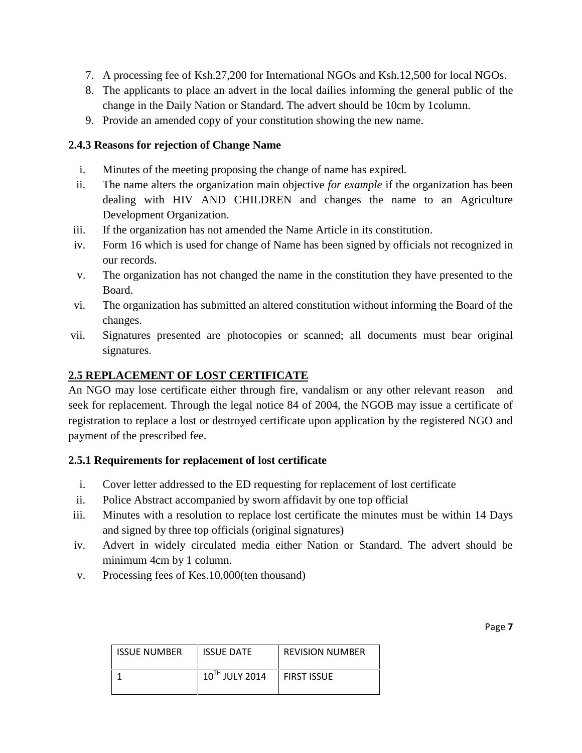7. A processing fee of Ksh.27,200 for International NGOs and Ksh.12,500 for local NGOs.
8. The applicants to place an advert in the local dailies informing the general public of the change in the Daily Nation or Standard. The advert should be 10cm by 1column.
9. Provide an amended copy of your constitution showing the new name.

### 2.4.3 Reasons for rejection of Change Name

i. Minutes of the meeting proposing the change of name has expired.
ii. The name alters the organization main objective *for example* if the organization has been dealing with HIV AND CHILDREN and changes the name to an Agriculture Development Organization.
iii. If the organization has not amended the Name Article in its constitution.
iv. Form 16 which is used for change of Name has been signed by officials not recognized in our records.
v. The organization has not changed the name in the constitution they have presented to the Board.
vi. The organization has submitted an altered constitution without informing the Board of the changes.
vii. Signatures presented are photocopies or scanned; all documents must bear original signatures.

## 2.5 REPLACEMENT OF LOST CERTIFICATE

An NGO may lose certificate either through fire, vandalism or any other relevant reason and seek for replacement. Through the legal notice 84 of 2004, the NGOB may issue a certificate of registration to replace a lost or destroyed certificate upon application by the registered NGO and payment of the prescribed fee.

### 2.5.1 Requirements for replacement of lost certificate

i. Cover letter addressed to the ED requesting for replacement of lost certificate
ii. Police Abstract accompanied by sworn affidavit by one top official
iii. Minutes with a resolution to replace lost certificate the minutes must be within 14 Days and signed by three top officials (original signatures)
iv. Advert in widely circulated media either Nation or Standard. The advert should be minimum 4cm by 1 column.
v. Processing fees of Kes.10,000(ten thousand)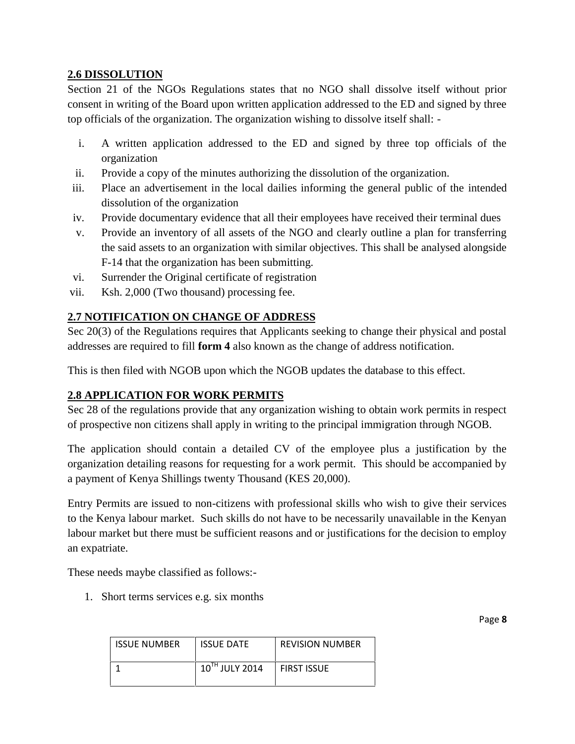## 2.6 DISSOLUTION

Section 21 of the NGOs Regulations states that no NGO shall dissolve itself without prior consent in writing of the Board upon written application addressed to the ED and signed by three top officials of the organization. The organization wishing to dissolve itself shall: -

i. A written application addressed to the ED and signed by three top officials of the organization
ii. Provide a copy of the minutes authorizing the dissolution of the organization.
iii. Place an advertisement in the local dailies informing the general public of the intended dissolution of the organization
iv. Provide documentary evidence that all their employees have received their terminal dues
v. Provide an inventory of all assets of the NGO and clearly outline a plan for transferring the said assets to an organization with similar objectives. This shall be analysed alongside F-14 that the organization has been submitting.
vi. Surrender the Original certificate of registration
vii. Ksh. 2,000 (Two thousand) processing fee.

## 2.7 NOTIFICATION ON CHANGE OF ADDRESS

Sec 20(3) of the Regulations requires that Applicants seeking to change their physical and postal addresses are required to fill **form 4** also known as the change of address notification.

This is then filed with NGOB upon which the NGOB updates the database to this effect.

## 2.8 APPLICATION FOR WORK PERMITS

Sec 28 of the regulations provide that any organization wishing to obtain work permits in respect of prospective non citizens shall apply in writing to the principal immigration through NGOB.

The application should contain a detailed CV of the employee plus a justification by the organization detailing reasons for requesting for a work permit. This should be accompanied by a payment of Kenya Shillings twenty Thousand (KES 20,000).

Entry Permits are issued to non-citizens with professional skills who wish to give their services to the Kenya labour market. Such skills do not have to be necessarily unavailable in the Kenyan labour market but there must be sufficient reasons and or justifications for the decision to employ an expatriate.

These needs maybe classified as follows:-

1. Short terms services e.g. six months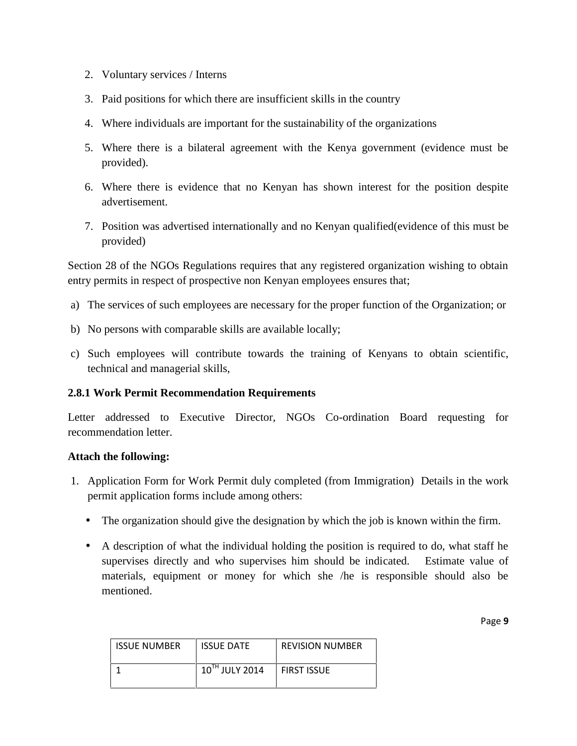2. Voluntary services / Interns

3. Paid positions for which there are insufficient skills in the country

4. Where individuals are important for the sustainability of the organizations

5. Where there is a bilateral agreement with the Kenya government (evidence must be provided).

6. Where there is evidence that no Kenyan has shown interest for the position despite advertisement.

7. Position was advertised internationally and no Kenyan qualified(evidence of this must be provided)

Section 28 of the NGOs Regulations requires that any registered organization wishing to obtain entry permits in respect of prospective non Kenyan employees ensures that;

a) The services of such employees are necessary for the proper function of the Organization; or

b) No persons with comparable skills are available locally;

c) Such employees will contribute towards the training of Kenyans to obtain scientific, technical and managerial skills,

### 2.8.1 Work Permit Recommendation Requirements

Letter addressed to Executive Director, NGOs Co-ordination Board requesting for recommendation letter.

**Attach the following:**

1. Application Form for Work Permit duly completed (from Immigration) Details in the work permit application forms include among others:

   - The organization should give the designation by which the job is known within the firm.

   - A description of what the individual holding the position is required to do, what staff he supervises directly and who supervises him should be indicated. Estimate value of materials, equipment or money for which she /he is responsible should also be mentioned.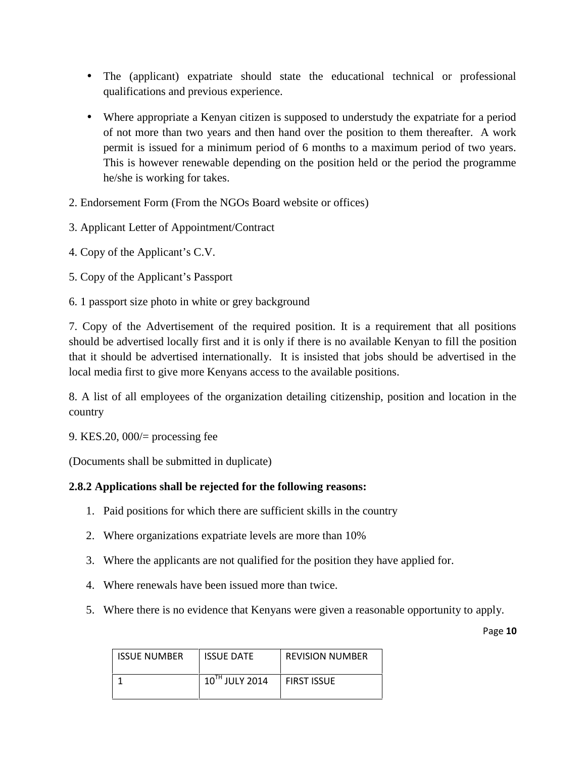- The (applicant) expatriate should state the educational technical or professional qualifications and previous experience.
- Where appropriate a Kenyan citizen is supposed to understudy the expatriate for a period of not more than two years and then hand over the position to them thereafter. A work permit is issued for a minimum period of 6 months to a maximum period of two years. This is however renewable depending on the position held or the period the programme he/she is working for takes.

2. Endorsement Form (From the NGOs Board website or offices)

3. Applicant Letter of Appointment/Contract

4. Copy of the Applicant's C.V.

5. Copy of the Applicant's Passport

6. 1 passport size photo in white or grey background

7. Copy of the Advertisement of the required position. It is a requirement that all positions should be advertised locally first and it is only if there is no available Kenyan to fill the position that it should be advertised internationally. It is insisted that jobs should be advertised in the local media first to give more Kenyans access to the available positions.

8. A list of all employees of the organization detailing citizenship, position and location in the country

9. KES.20, 000/= processing fee

(Documents shall be submitted in duplicate)

**2.8.2 Applications shall be rejected for the following reasons:**

1. Paid positions for which there are sufficient skills in the country
2. Where organizations expatriate levels are more than 10%
3. Where the applicants are not qualified for the position they have applied for.
4. Where renewals have been issued more than twice.
5. Where there is no evidence that Kenyans were given a reasonable opportunity to apply.

| ISSUE NUMBER | ISSUE DATE | REVISION NUMBER |
|---|---|---|
| 1 | 10TH JULY 2014 | FIRST ISSUE |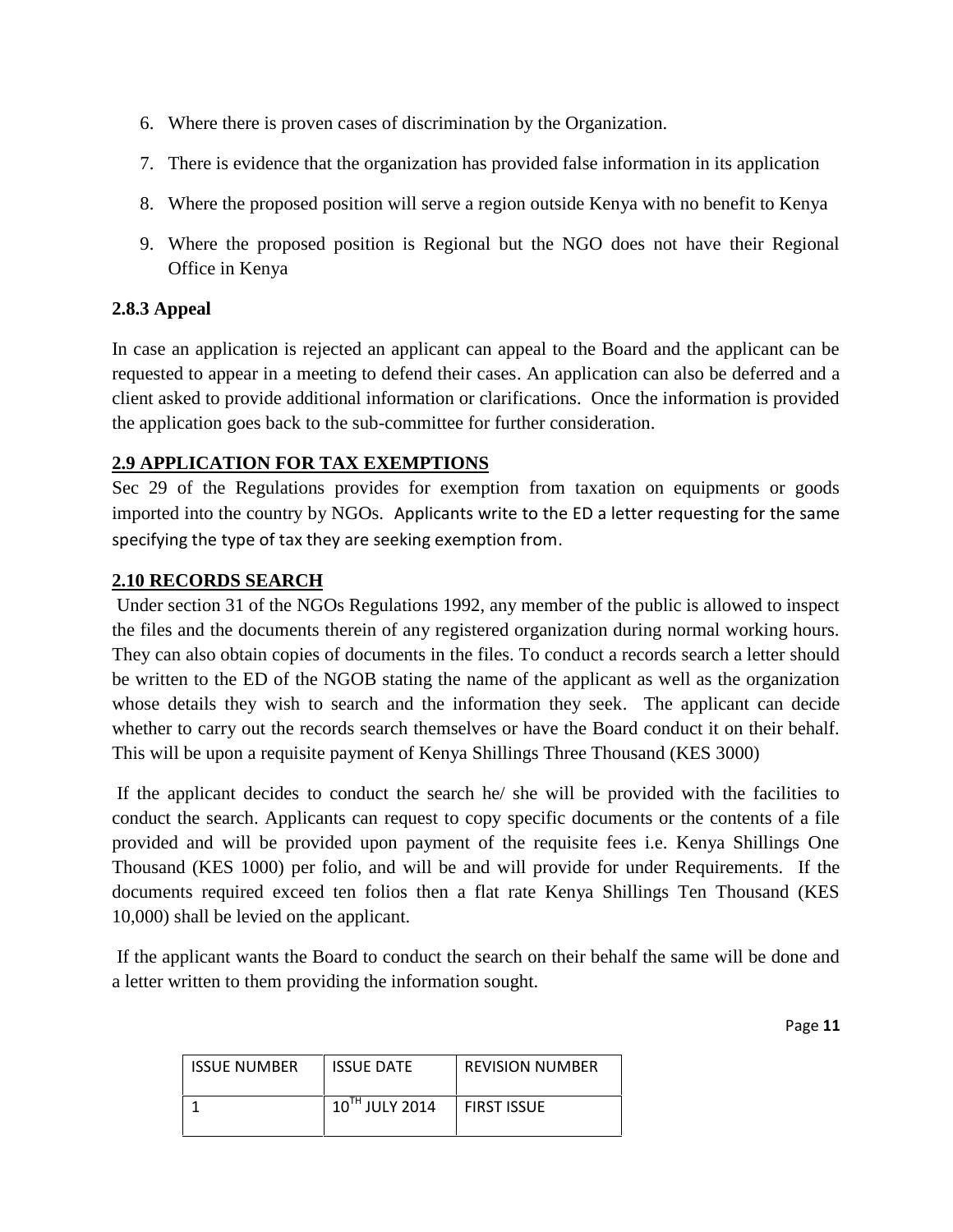6. Where there is proven cases of discrimination by the Organization.
7. There is evidence that the organization has provided false information in its application
8. Where the proposed position will serve a region outside Kenya with no benefit to Kenya
9. Where the proposed position is Regional but the NGO does not have their Regional Office in Kenya

### 2.8.3 Appeal

In case an application is rejected an applicant can appeal to the Board and the applicant can be requested to appear in a meeting to defend their cases. An application can also be deferred and a client asked to provide additional information or clarifications. Once the information is provided the application goes back to the sub-committee for further consideration.

## 2.9 APPLICATION FOR TAX EXEMPTIONS

Sec 29 of the Regulations provides for exemption from taxation on equipments or goods imported into the country by NGOs. Applicants write to the ED a letter requesting for the same specifying the type of tax they are seeking exemption from.

## 2.10 RECORDS SEARCH

Under section 31 of the NGOs Regulations 1992, any member of the public is allowed to inspect the files and the documents therein of any registered organization during normal working hours. They can also obtain copies of documents in the files. To conduct a records search a letter should be written to the ED of the NGOB stating the name of the applicant as well as the organization whose details they wish to search and the information they seek. The applicant can decide whether to carry out the records search themselves or have the Board conduct it on their behalf. This will be upon a requisite payment of Kenya Shillings Three Thousand (KES 3000)

If the applicant decides to conduct the search he/ she will be provided with the facilities to conduct the search. Applicants can request to copy specific documents or the contents of a file provided and will be provided upon payment of the requisite fees i.e. Kenya Shillings One Thousand (KES 1000) per folio, and will be and will provide for under Requirements. If the documents required exceed ten folios then a flat rate Kenya Shillings Ten Thousand (KES 10,000) shall be levied on the applicant.

If the applicant wants the Board to conduct the search on their behalf the same will be done and a letter written to them providing the information sought.

| ISSUE NUMBER | ISSUE DATE | REVISION NUMBER |
|---|---|---|
| 1 | 10TH JULY 2014 | FIRST ISSUE |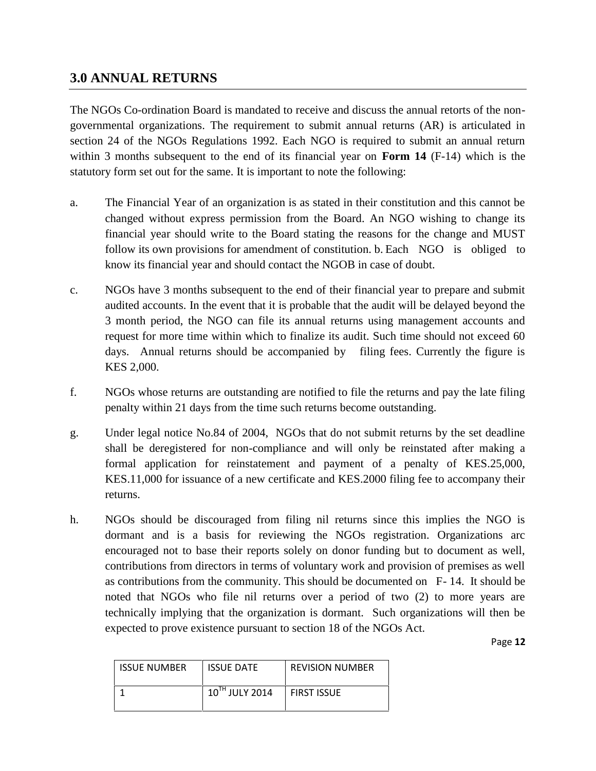## 3.0 ANNUAL RETURNS

The NGOs Co-ordination Board is mandated to receive and discuss the annual retorts of the non-governmental organizations. The requirement to submit annual returns (AR) is articulated in section 24 of the NGOs Regulations 1992. Each NGO is required to submit an annual return within 3 months subsequent to the end of its financial year on **Form 14** (F-14) which is the statutory form set out for the same. It is important to note the following:

a. The Financial Year of an organization is as stated in their constitution and this cannot be changed without express permission from the Board. An NGO wishing to change its financial year should write to the Board stating the reasons for the change and MUST follow its own provisions for amendment of constitution. b. Each NGO is obliged to know its financial year and should contact the NGOB in case of doubt.

c. NGOs have 3 months subsequent to the end of their financial year to prepare and submit audited accounts. In the event that it is probable that the audit will be delayed beyond the 3 month period, the NGO can file its annual returns using management accounts and request for more time within which to finalize its audit. Such time should not exceed 60 days. Annual returns should be accompanied by filing fees. Currently the figure is KES 2,000.

f. NGOs whose returns are outstanding are notified to file the returns and pay the late filing penalty within 21 days from the time such returns become outstanding.

g. Under legal notice No.84 of 2004, NGOs that do not submit returns by the set deadline shall be deregistered for non-compliance and will only be reinstated after making a formal application for reinstatement and payment of a penalty of KES.25,000, KES.11,000 for issuance of a new certificate and KES.2000 filing fee to accompany their returns.

h. NGOs should be discouraged from filing nil returns since this implies the NGO is dormant and is a basis for reviewing the NGOs registration. Organizations arc encouraged not to base their reports solely on donor funding but to document as well, contributions from directors in terms of voluntary work and provision of premises as well as contributions from the community. This should be documented on F- 14. It should be noted that NGOs who file nil returns over a period of two (2) to more years are technically implying that the organization is dormant. Such organizations will then be expected to prove existence pursuant to section 18 of the NGOs Act.

| ISSUE NUMBER | ISSUE DATE | REVISION NUMBER |
|---|---|---|
| 1 | 10TH JULY 2014 | FIRST ISSUE |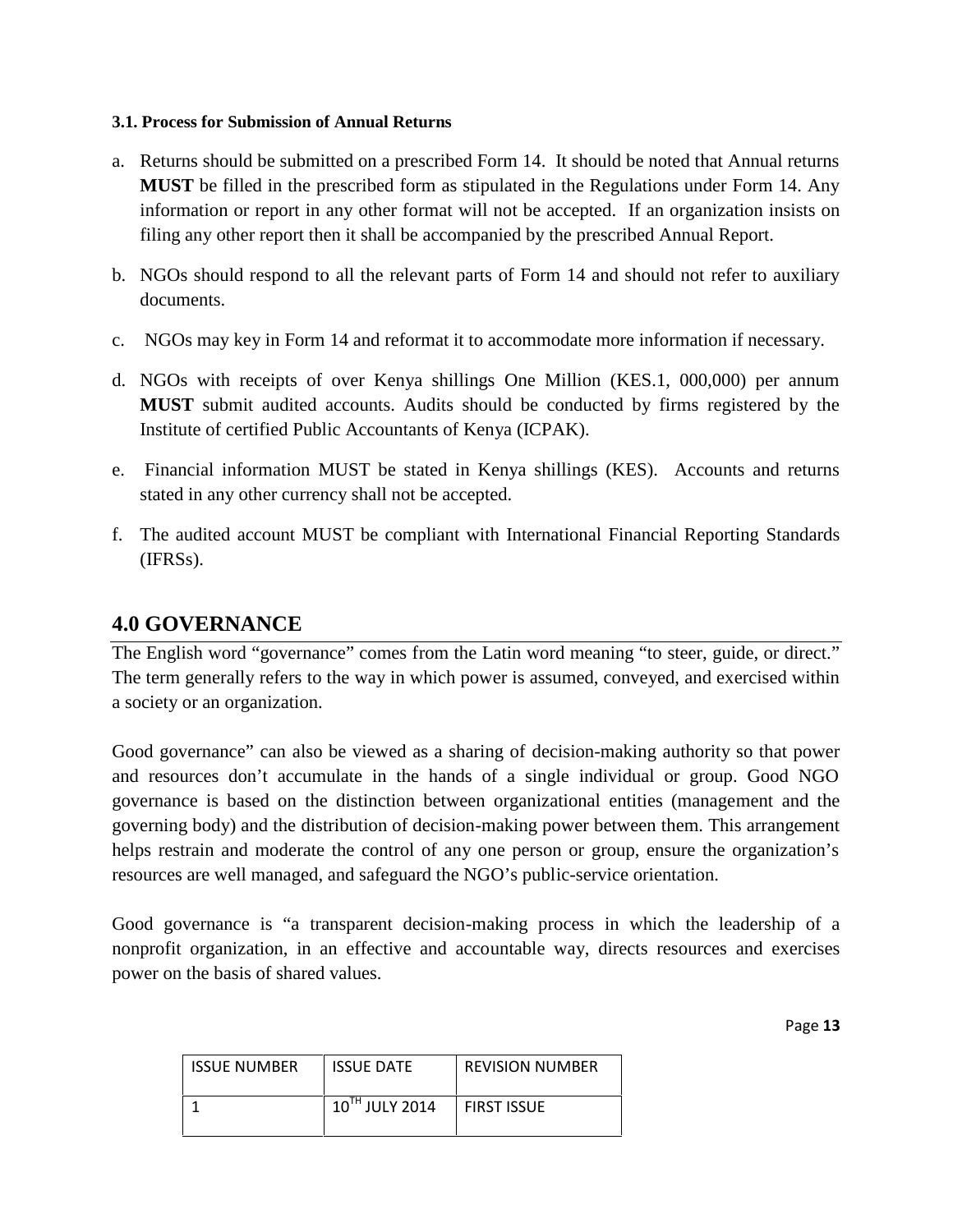#### 3.1. Process for Submission of Annual Returns

a. Returns should be submitted on a prescribed Form 14. It should be noted that Annual returns **MUST** be filled in the prescribed form as stipulated in the Regulations under Form 14. Any information or report in any other format will not be accepted. If an organization insists on filing any other report then it shall be accompanied by the prescribed Annual Report.

b. NGOs should respond to all the relevant parts of Form 14 and should not refer to auxiliary documents.

c. NGOs may key in Form 14 and reformat it to accommodate more information if necessary.

d. NGOs with receipts of over Kenya shillings One Million (KES.1, 000,000) per annum **MUST** submit audited accounts. Audits should be conducted by firms registered by the Institute of certified Public Accountants of Kenya (ICPAK).

e. Financial information MUST be stated in Kenya shillings (KES). Accounts and returns stated in any other currency shall not be accepted.

f. The audited account MUST be compliant with International Financial Reporting Standards (IFRSs).

## 4.0 GOVERNANCE

The English word "governance" comes from the Latin word meaning "to steer, guide, or direct." The term generally refers to the way in which power is assumed, conveyed, and exercised within a society or an organization.

Good governance" can also be viewed as a sharing of decision-making authority so that power and resources don't accumulate in the hands of a single individual or group. Good NGO governance is based on the distinction between organizational entities (management and the governing body) and the distribution of decision-making power between them. This arrangement helps restrain and moderate the control of any one person or group, ensure the organization's resources are well managed, and safeguard the NGO's public-service orientation.

Good governance is "a transparent decision-making process in which the leadership of a nonprofit organization, in an effective and accountable way, directs resources and exercises power on the basis of shared values.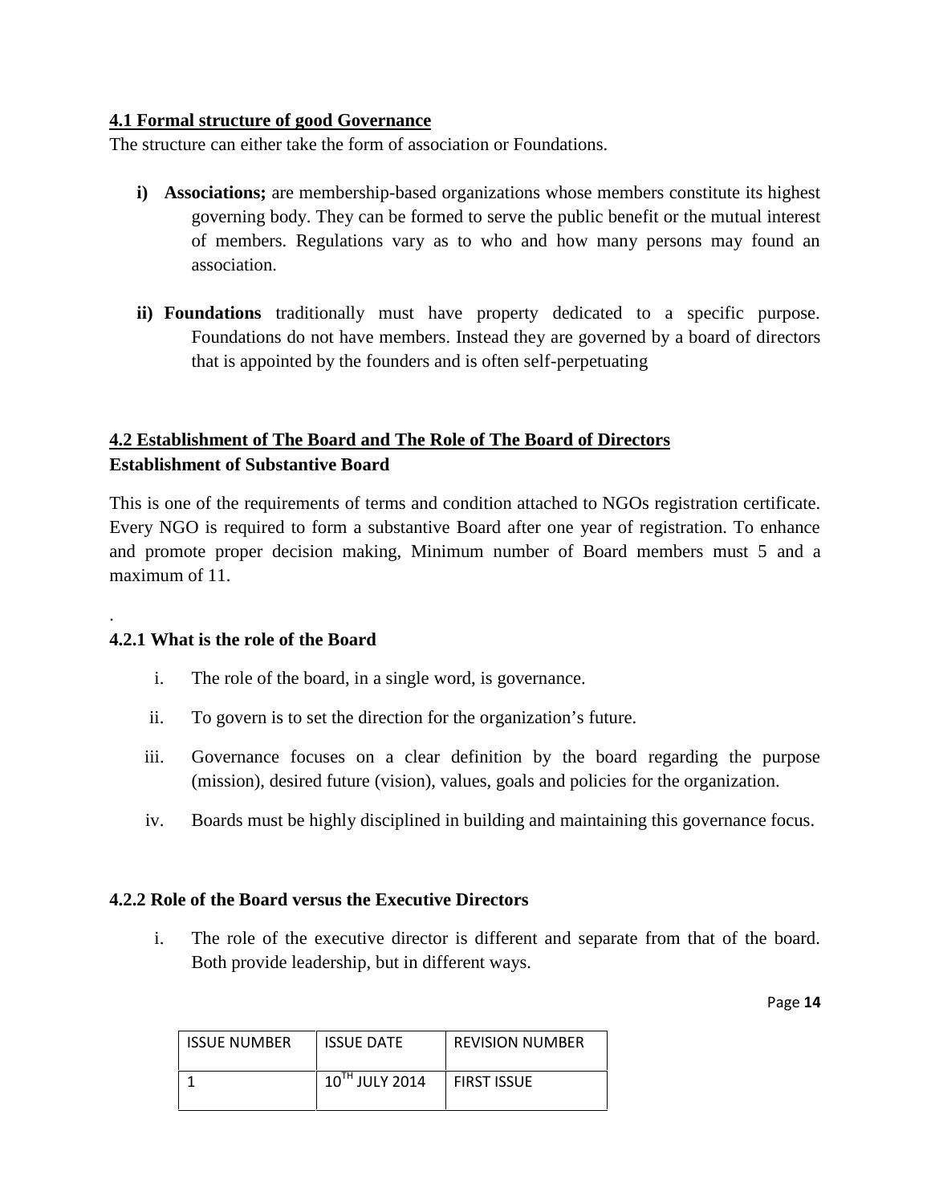### 4.1 Formal structure of good Governance

The structure can either take the form of association or Foundations.

i) **Associations;** are membership-based organizations whose members constitute its highest governing body. They can be formed to serve the public benefit or the mutual interest of members. Regulations vary as to who and how many persons may found an association.

ii) **Foundations** traditionally must have property dedicated to a specific purpose. Foundations do not have members. Instead they are governed by a board of directors that is appointed by the founders and is often self-perpetuating

### 4.2 Establishment of The Board and The Role of The Board of Directors

**Establishment of Substantive Board**

This is one of the requirements of terms and condition attached to NGOs registration certificate. Every NGO is required to form a substantive Board after one year of registration. To enhance and promote proper decision making, Minimum number of Board members must 5 and a maximum of 11.

.

#### 4.2.1 What is the role of the Board

i. The role of the board, in a single word, is governance.

ii. To govern is to set the direction for the organization's future.

iii. Governance focuses on a clear definition by the board regarding the purpose (mission), desired future (vision), values, goals and policies for the organization.

iv. Boards must be highly disciplined in building and maintaining this governance focus.

#### 4.2.2 Role of the Board versus the Executive Directors

i. The role of the executive director is different and separate from that of the board. Both provide leadership, but in different ways.

| ISSUE NUMBER | ISSUE DATE | REVISION NUMBER |
|---|---|---|
| 1 | 10TH JULY 2014 | FIRST ISSUE |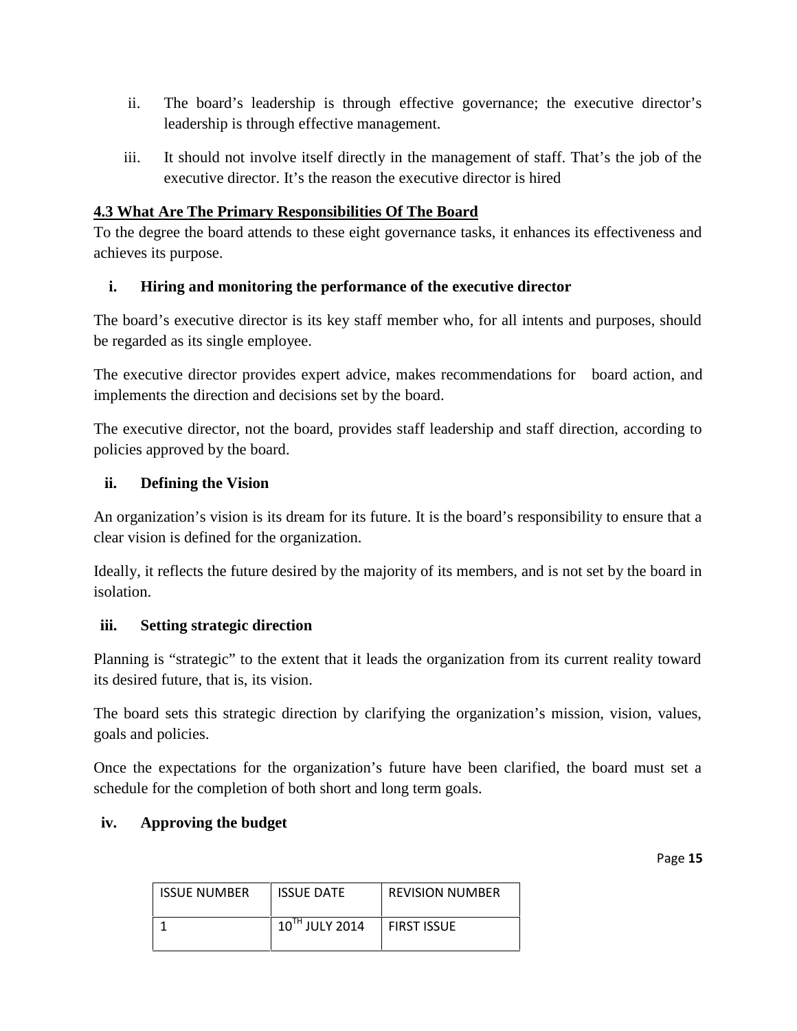ii. The board's leadership is through effective governance; the executive director's leadership is through effective management.

iii. It should not involve itself directly in the management of staff. That's the job of the executive director. It's the reason the executive director is hired

## 4.3 What Are The Primary Responsibilities Of The Board

To the degree the board attends to these eight governance tasks, it enhances its effectiveness and achieves its purpose.

### i. Hiring and monitoring the performance of the executive director

The board's executive director is its key staff member who, for all intents and purposes, should be regarded as its single employee.

The executive director provides expert advice, makes recommendations for board action, and implements the direction and decisions set by the board.

The executive director, not the board, provides staff leadership and staff direction, according to policies approved by the board.

### ii. Defining the Vision

An organization's vision is its dream for its future. It is the board's responsibility to ensure that a clear vision is defined for the organization.

Ideally, it reflects the future desired by the majority of its members, and is not set by the board in isolation.

### iii. Setting strategic direction

Planning is "strategic" to the extent that it leads the organization from its current reality toward its desired future, that is, its vision.

The board sets this strategic direction by clarifying the organization's mission, vision, values, goals and policies.

Once the expectations for the organization's future have been clarified, the board must set a schedule for the completion of both short and long term goals.

### iv. Approving the budget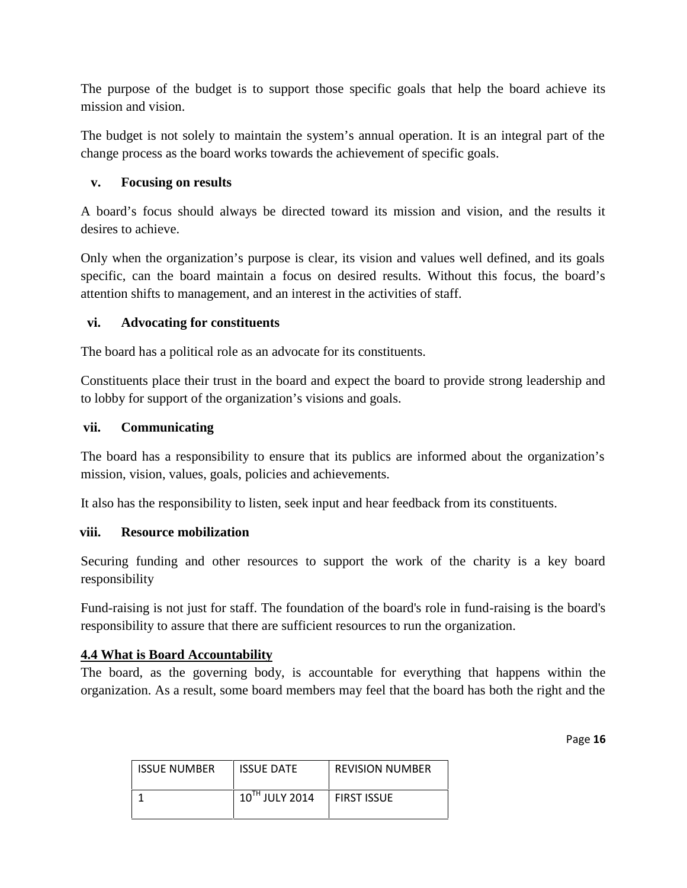The purpose of the budget is to support those specific goals that help the board achieve its mission and vision.

The budget is not solely to maintain the system's annual operation. It is an integral part of the change process as the board works towards the achievement of specific goals.

**v. Focusing on results**

A board's focus should always be directed toward its mission and vision, and the results it desires to achieve.

Only when the organization's purpose is clear, its vision and values well defined, and its goals specific, can the board maintain a focus on desired results. Without this focus, the board's attention shifts to management, and an interest in the activities of staff.

**vi. Advocating for constituents**

The board has a political role as an advocate for its constituents.

Constituents place their trust in the board and expect the board to provide strong leadership and to lobby for support of the organization's visions and goals.

**vii. Communicating**

The board has a responsibility to ensure that its publics are informed about the organization's mission, vision, values, goals, policies and achievements.

It also has the responsibility to listen, seek input and hear feedback from its constituents.

**viii. Resource mobilization**

Securing funding and other resources to support the work of the charity is a key board responsibility

Fund-raising is not just for staff. The foundation of the board's role in fund-raising is the board's responsibility to assure that there are sufficient resources to run the organization.

## 4.4 What is Board Accountability

The board, as the governing body, is accountable for everything that happens within the organization. As a result, some board members may feel that the board has both the right and the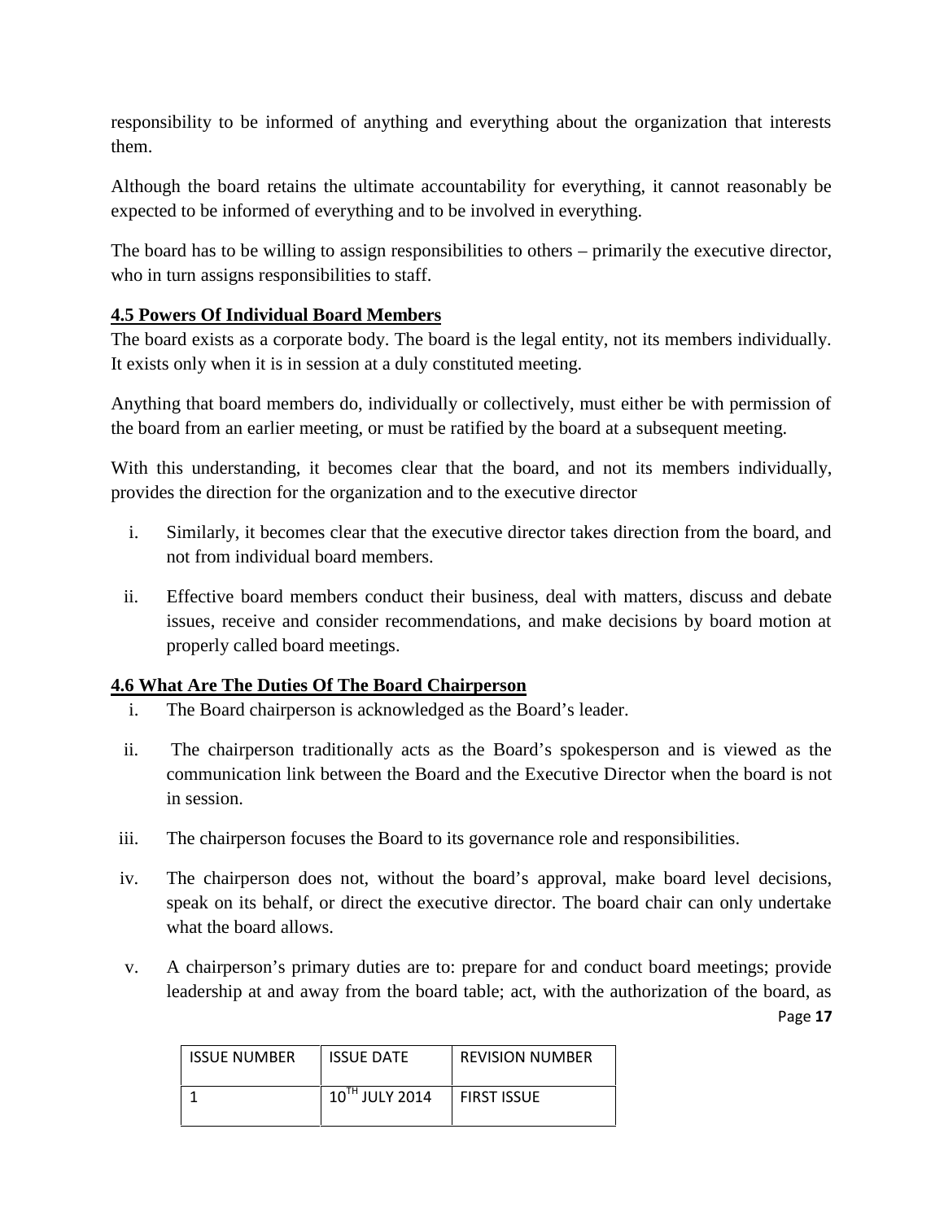responsibility to be informed of anything and everything about the organization that interests them.

Although the board retains the ultimate accountability for everything, it cannot reasonably be expected to be informed of everything and to be involved in everything.

The board has to be willing to assign responsibilities to others – primarily the executive director, who in turn assigns responsibilities to staff.

### 4.5 Powers Of Individual Board Members

The board exists as a corporate body. The board is the legal entity, not its members individually. It exists only when it is in session at a duly constituted meeting.

Anything that board members do, individually or collectively, must either be with permission of the board from an earlier meeting, or must be ratified by the board at a subsequent meeting.

With this understanding, it becomes clear that the board, and not its members individually, provides the direction for the organization and to the executive director

i. Similarly, it becomes clear that the executive director takes direction from the board, and not from individual board members.

ii. Effective board members conduct their business, deal with matters, discuss and debate issues, receive and consider recommendations, and make decisions by board motion at properly called board meetings.

### 4.6 What Are The Duties Of The Board Chairperson

i. The Board chairperson is acknowledged as the Board's leader.

ii. The chairperson traditionally acts as the Board's spokesperson and is viewed as the communication link between the Board and the Executive Director when the board is not in session.

iii. The chairperson focuses the Board to its governance role and responsibilities.

iv. The chairperson does not, without the board's approval, make board level decisions, speak on its behalf, or direct the executive director. The board chair can only undertake what the board allows.

v. A chairperson's primary duties are to: prepare for and conduct board meetings; provide leadership at and away from the board table; act, with the authorization of the board, as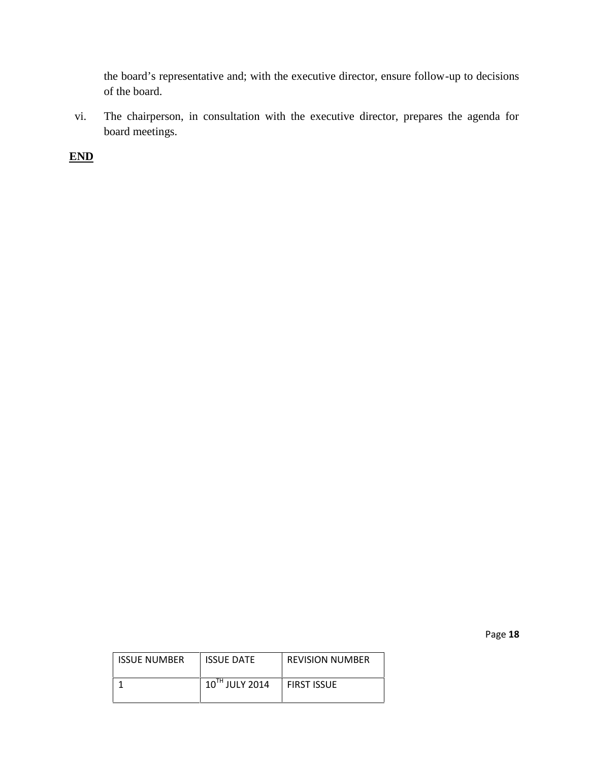the board's representative and; with the executive director, ensure follow-up to decisions of the board.

vi. The chairperson, in consultation with the executive director, prepares the agenda for board meetings.

**END**

| ISSUE NUMBER | ISSUE DATE | REVISION NUMBER |
|---|---|---|
| 1 | 10TH JULY 2014 | FIRST ISSUE |